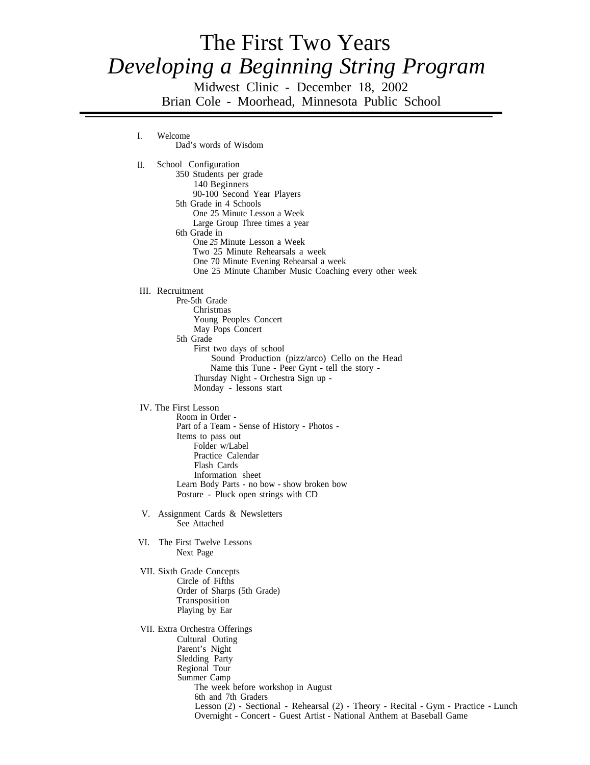# The First Two Years

## *Developing a Beginning String Program*

Midwest Clinic - December 18, 2002

Brian Cole - Moorhead, Minnesota Public School

---

I. Welcome
  - Dad's words of Wisdom

II. School Configuration
  - 350 Students per grade
    - 140 Beginners
    - 90-100 Second Year Players
  - 5th Grade in 4 Schools
    - One 25 Minute Lesson a Week
    - Large Group Three times a year
  - 6th Grade in
    - One *25* Minute Lesson a Week
    - Two 25 Minute Rehearsals a week
    - One 70 Minute Evening Rehearsal a week
    - One 25 Minute Chamber Music Coaching every other week

III. Recruitment
  - Pre-5th Grade
    - Christmas
    - Young Peoples Concert
    - May Pops Concert
  - 5th Grade
    - First two days of school
      - Sound Production (pizz/arco) Cello on the Head
      - Name this Tune - Peer Gynt - tell the story -
    - Thursday Night - Orchestra Sign up -
    - Monday - lessons start

IV. The First Lesson
  - Room in Order -
  - Part of a Team - Sense of History - Photos -
  - Items to pass out
    - Folder w/Label
    - Practice Calendar
    - Flash Cards
    - Information sheet
  - Learn Body Parts - no bow - show broken bow
  - Posture - Pluck open strings with CD

V. Assignment Cards & Newsletters
  - See Attached

VI. The First Twelve Lessons
  - Next Page

VII. Sixth Grade Concepts
  - Circle of Fifths
  - Order of Sharps (5th Grade)
  - Transposition
  - Playing by Ear

VII. Extra Orchestra Offerings
  - Cultural Outing
  - Parent's Night
  - Sledding Party
  - Regional Tour
  - Summer Camp
    - The week before workshop in August
    - 6th and 7th Graders
    - Lesson (2) - Sectional - Rehearsal (2) - Theory - Recital - Gym - Practice - Lunch
    - Overnight - Concert - Guest Artist - National Anthem at Baseball Game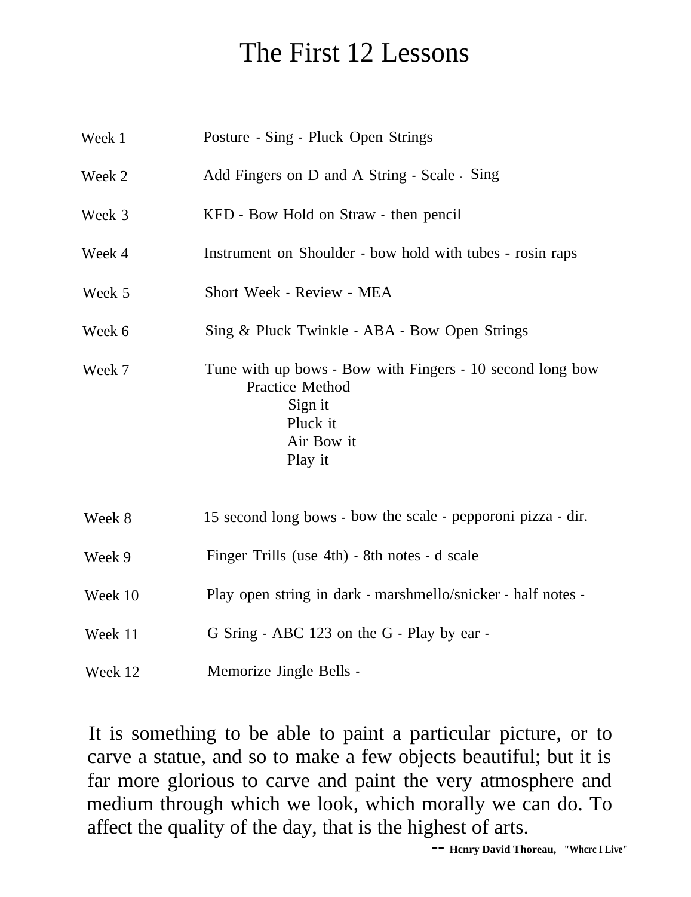# The First 12 Lessons

| | |
|---|---|
| Week 1 | Posture - Sing - Pluck Open Strings |
| Week 2 | Add Fingers on D and A String - Scale - Sing |
| Week 3 | KFD - Bow Hold on Straw - then pencil |
| Week 4 | Instrument on Shoulder - bow hold with tubes - rosin raps |
| Week 5 | Short Week - Review - MEA |
| Week 6 | Sing & Pluck Twinkle - ABA - Bow Open Strings |
| Week 7 | Tune with up bows - Bow with Fingers - 10 second long bow<br>Practice Method<br>Sign it<br>Pluck it<br>Air Bow it<br>Play it |
| Week 8 | 15 second long bows - bow the scale - pepporoni pizza - dir. |
| Week 9 | Finger Trills (use 4th) - 8th notes - d scale |
| Week 10 | Play open string in dark - marshmello/snicker - half notes - |
| Week 11 | G Sring - ABC 123 on the G - Play by ear - |
| Week 12 | Memorize Jingle Bells - |

It is something to be able to paint a particular picture, or to carve a statue, and so to make a few objects beautiful; but it is far more glorious to carve and paint the very atmosphere and medium through which we look, which morally we can do. To affect the quality of the day, that is the highest of arts.

-- **Hcnry David Thoreau, "Whcrc I Live"**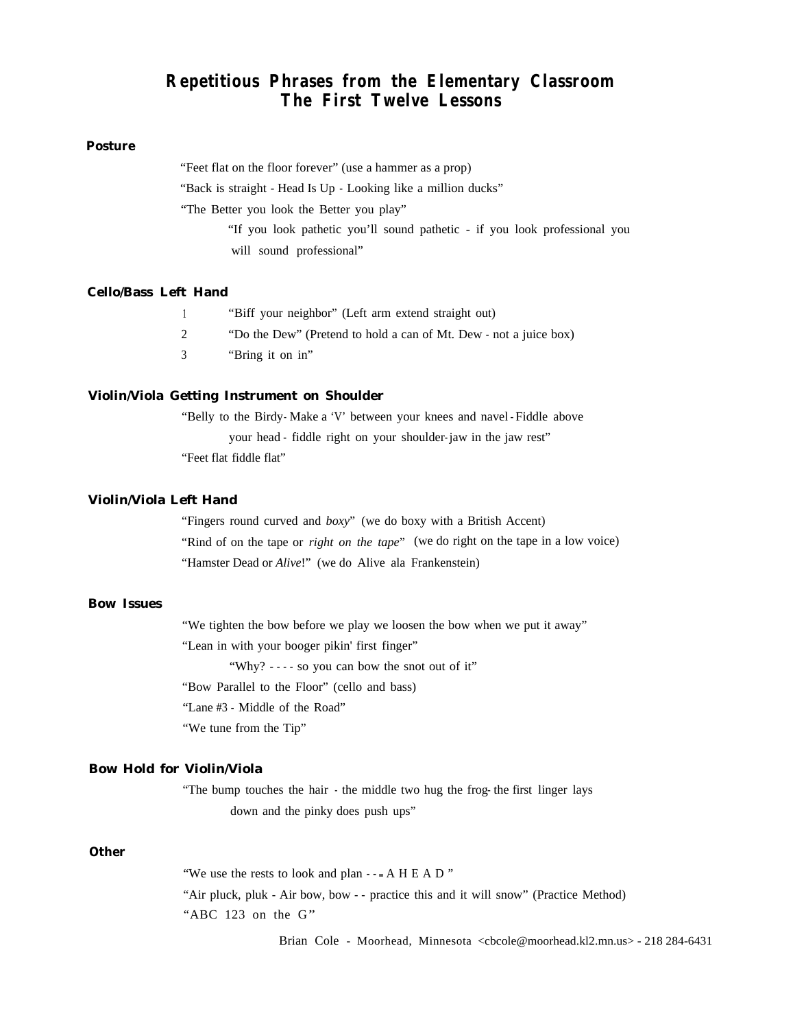# Repetitious Phrases from the Elementary Classroom
## The First Twelve Lessons

### Posture

"Feet flat on the floor forever" (use a hammer as a prop)

"Back is straight - Head Is Up - Looking like a million ducks"

"The Better you look the Better you play"

"If you look pathetic you'll sound pathetic - if you look professional you will sound professional"

### Cello/Bass Left Hand

1. "Biff your neighbor" (Left arm extend straight out)
2. "Do the Dew" (Pretend to hold a can of Mt. Dew - not a juice box)
3. "Bring it on in"

### Violin/Viola Getting Instrument on Shoulder

"Belly to the Birdy- Make a 'V' between your knees and navel - Fiddle above your head - fiddle right on your shoulder-jaw in the jaw rest"

"Feet flat fiddle flat"

### Violin/Viola Left Hand

"Fingers round curved and *boxy*" (we do boxy with a British Accent)

"Rind of on the tape or *right on the tape*" (we do right on the tape in a low voice)

"Hamster Dead or *Alive*!" (we do Alive ala Frankenstein)

### Bow Issues

"We tighten the bow before we play we loosen the bow when we put it away"

"Lean in with your booger pikin' first finger"

"Why? - - - - so you can bow the snot out of it"

"Bow Parallel to the Floor" (cello and bass)

"Lane #3 - Middle of the Road"

"We tune from the Tip"

### Bow Hold for Violin/Viola

"The bump touches the hair - the middle two hug the frog- the first linger lays down and the pinky does push ups"

### Other

"We use the rests to look and plan - - = A H E A D "

"Air pluck, pluk - Air bow, bow - - practice this and it will snow" (Practice Method)

"ABC 123 on the G"

Brian Cole - Moorhead, Minnesota <cbcole@moorhead.kl2.mn.us> - 218 284-6431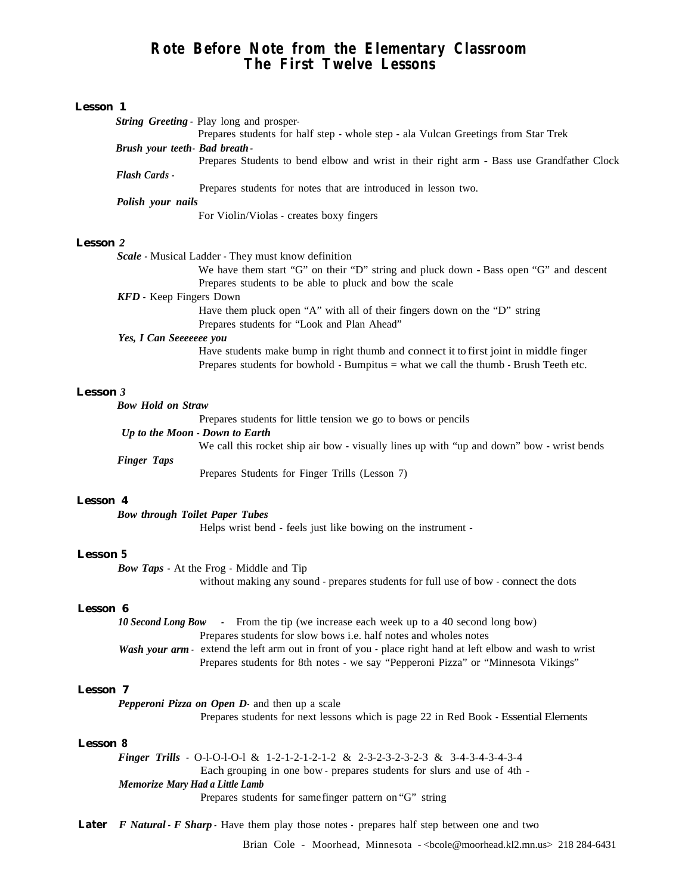# Rote Before Note from the Elementary Classroom
## The First Twelve Lessons

### Lesson 1

***String Greeting*** - Play long and prosper-
Prepares students for half step - whole step - ala Vulcan Greetings from Star Trek

***Brush your teeth- Bad breath*** -
Prepares Students to bend elbow and wrist in their right arm - Bass use Grandfather Clock

***Flash Cards*** -
Prepares students for notes that are introduced in lesson two.

***Polish your nails***
For Violin/Violas - creates boxy fingers

### Lesson 2

***Scale*** - Musical Ladder - They must know definition
We have them start "G" on their "D" string and pluck down - Bass open "G" and descent
Prepares students to be able to pluck and bow the scale

***KFD*** - Keep Fingers Down
Have them pluck open "A" with all of their fingers down on the "D" string
Prepares students for "Look and Plan Ahead"

***Yes, I Can Seeeeeee you***
Have students make bump in right thumb and connect it to first joint in middle finger
Prepares students for bowhold - Bumpitus = what we call the thumb - Brush Teeth etc.

### Lesson 3

***Bow Hold on Straw***
Prepares students for little tension we go to bows or pencils

***Up to the Moon - Down to Earth***
We call this rocket ship air bow - visually lines up with "up and down" bow - wrist bends

***Finger Taps***
Prepares Students for Finger Trills (Lesson 7)

### Lesson 4

***Bow through Toilet Paper Tubes***
Helps wrist bend - feels just like bowing on the instrument -

### Lesson 5

***Bow Taps*** - At the Frog - Middle and Tip
without making any sound - prepares students for full use of bow - connect the dots

### Lesson 6

***10 Second Long Bow*** - From the tip (we increase each week up to a 40 second long bow)
Prepares students for slow bows i.e. half notes and wholes notes

***Wash your arm*** - extend the left arm out in front of you - place right hand at left elbow and wash to wrist
Prepares students for 8th notes - we say "Pepperoni Pizza" or "Minnesota Vikings"

### Lesson 7

***Pepperoni Pizza on Open D***- and then up a scale
Prepares students for next lessons which is page 22 in Red Book - Essential Elements

### Lesson 8

***Finger Trills*** - O-l-O-l-O-l & 1-2-1-2-1-2-1-2 & 2-3-2-3-2-3-2-3 & 3-4-3-4-3-4-3-4
Each grouping in one bow - prepares students for slurs and use of 4th -

***Memorize Mary Had a Little Lamb***
Prepares students for same finger pattern on "G" string

**Later** ***F Natural - F Sharp*** - Have them play those notes - prepares half step between one and two

Brian Cole - Moorhead, Minnesota - <bcole@moorhead.kl2.mn.us> 218 284-6431